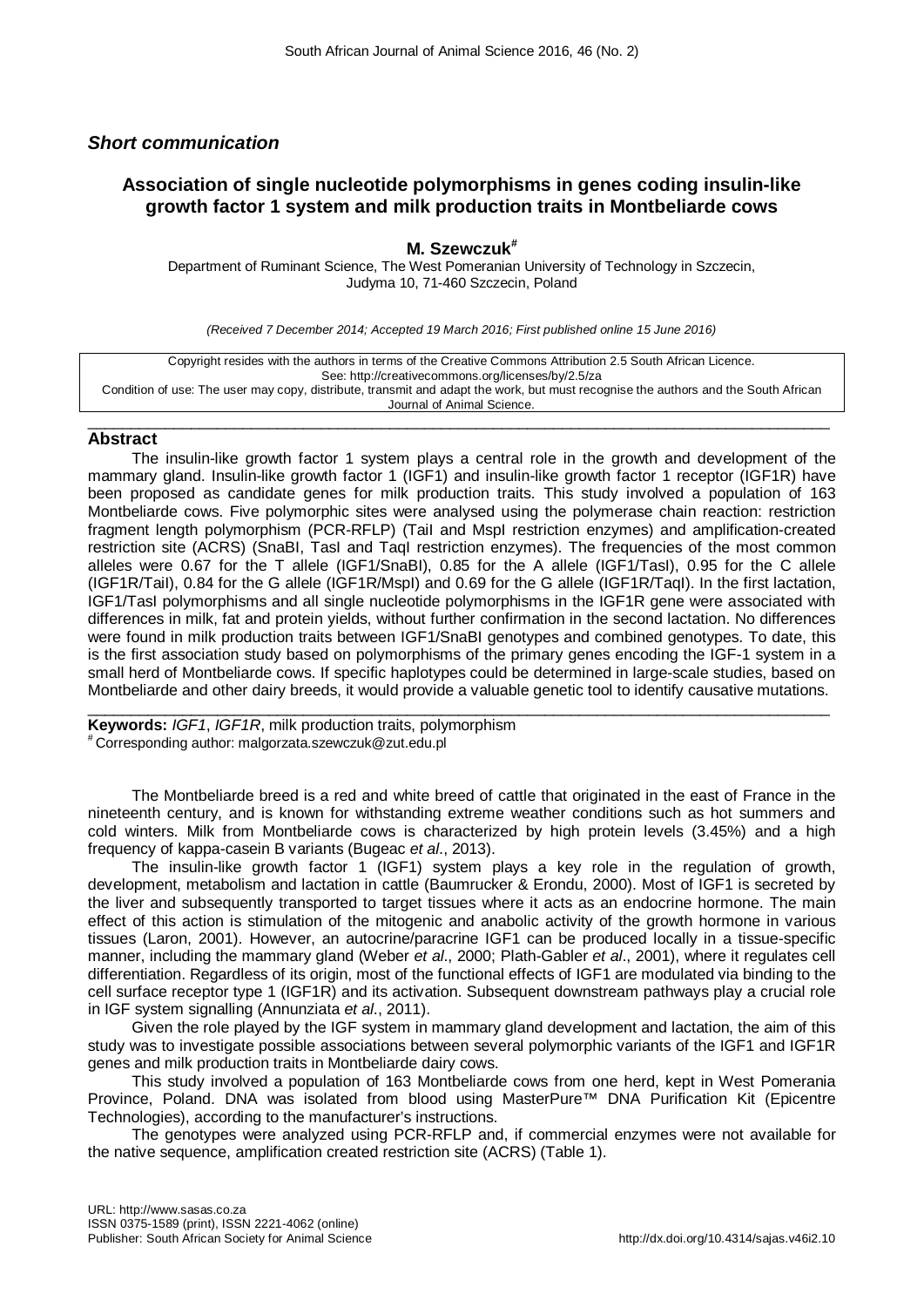## *Short communication*

# Association of single nucleotide polymorphisms in genes coding insulin-like growth factor 1 system and milk production traits in Montbeliarde cows

**M. Szewczuk[#]**

Department of Ruminant Science, The West Pomeranian University of Technology in Szczecin, Judyma 10, 71-460 Szczecin, Poland

*(Received 7 December 2014; Accepted 19 March 2016; First published online 15 June 2016)*

Copyright resides with the authors in terms of the Creative Commons Attribution 2.5 South African Licence.
See: http://creativecommons.org/licenses/by/2.5/za
Condition of use: The user may copy, distribute, transmit and adapt the work, but must recognise the authors and the South African Journal of Animal Science.

## Abstract

The insulin-like growth factor 1 system plays a central role in the growth and development of the mammary gland. Insulin-like growth factor 1 (IGF1) and insulin-like growth factor 1 receptor (IGF1R) have been proposed as candidate genes for milk production traits. This study involved a population of 163 Montbeliarde cows. Five polymorphic sites were analysed using the polymerase chain reaction: restriction fragment length polymorphism (PCR-RFLP) (TaiI and MspI restriction enzymes) and amplification-created restriction site (ACRS) (SnaBI, TasI and TaqI restriction enzymes). The frequencies of the most common alleles were 0.67 for the T allele (IGF1/SnaBI), 0.85 for the A allele (IGF1/TasI), 0.95 for the C allele (IGF1R/TaiI), 0.84 for the G allele (IGF1R/MspI) and 0.69 for the G allele (IGF1R/TaqI). In the first lactation, IGF1/TasI polymorphisms and all single nucleotide polymorphisms in the IGF1R gene were associated with differences in milk, fat and protein yields, without further confirmation in the second lactation. No differences were found in milk production traits between IGF1/SnaBI genotypes and combined genotypes. To date, this is the first association study based on polymorphisms of the primary genes encoding the IGF-1 system in a small herd of Montbeliarde cows. If specific haplotypes could be determined in large-scale studies, based on Montbeliarde and other dairy breeds, it would provide a valuable genetic tool to identify causative mutations.

**Keywords:** *IGF1*, *IGF1R*, milk production traits, polymorphism

[#] Corresponding author: malgorzata.szewczuk@zut.edu.pl

The Montbeliarde breed is a red and white breed of cattle that originated in the east of France in the nineteenth century, and is known for withstanding extreme weather conditions such as hot summers and cold winters. Milk from Montbeliarde cows is characterized by high protein levels (3.45%) and a high frequency of kappa-casein B variants (Bugeac *et al*., 2013).

The insulin-like growth factor 1 (IGF1) system plays a key role in the regulation of growth, development, metabolism and lactation in cattle (Baumrucker & Erondu, 2000). Most of IGF1 is secreted by the liver and subsequently transported to target tissues where it acts as an endocrine hormone. The main effect of this action is stimulation of the mitogenic and anabolic activity of the growth hormone in various tissues (Laron, 2001). However, an autocrine/paracrine IGF1 can be produced locally in a tissue-specific manner, including the mammary gland (Weber *et al*., 2000; Plath-Gabler *et al*., 2001), where it regulates cell differentiation. Regardless of its origin, most of the functional effects of IGF1 are modulated via binding to the cell surface receptor type 1 (IGF1R) and its activation. Subsequent downstream pathways play a crucial role in IGF system signalling (Annunziata *et al*., 2011).

Given the role played by the IGF system in mammary gland development and lactation, the aim of this study was to investigate possible associations between several polymorphic variants of the IGF1 and IGF1R genes and milk production traits in Montbeliarde dairy cows.

This study involved a population of 163 Montbeliarde cows from one herd, kept in West Pomerania Province, Poland. DNA was isolated from blood using MasterPure™ DNA Purification Kit (Epicentre Technologies), according to the manufacturer's instructions.

The genotypes were analyzed using PCR-RFLP and, if commercial enzymes were not available for the native sequence, amplification created restriction site (ACRS) (Table 1).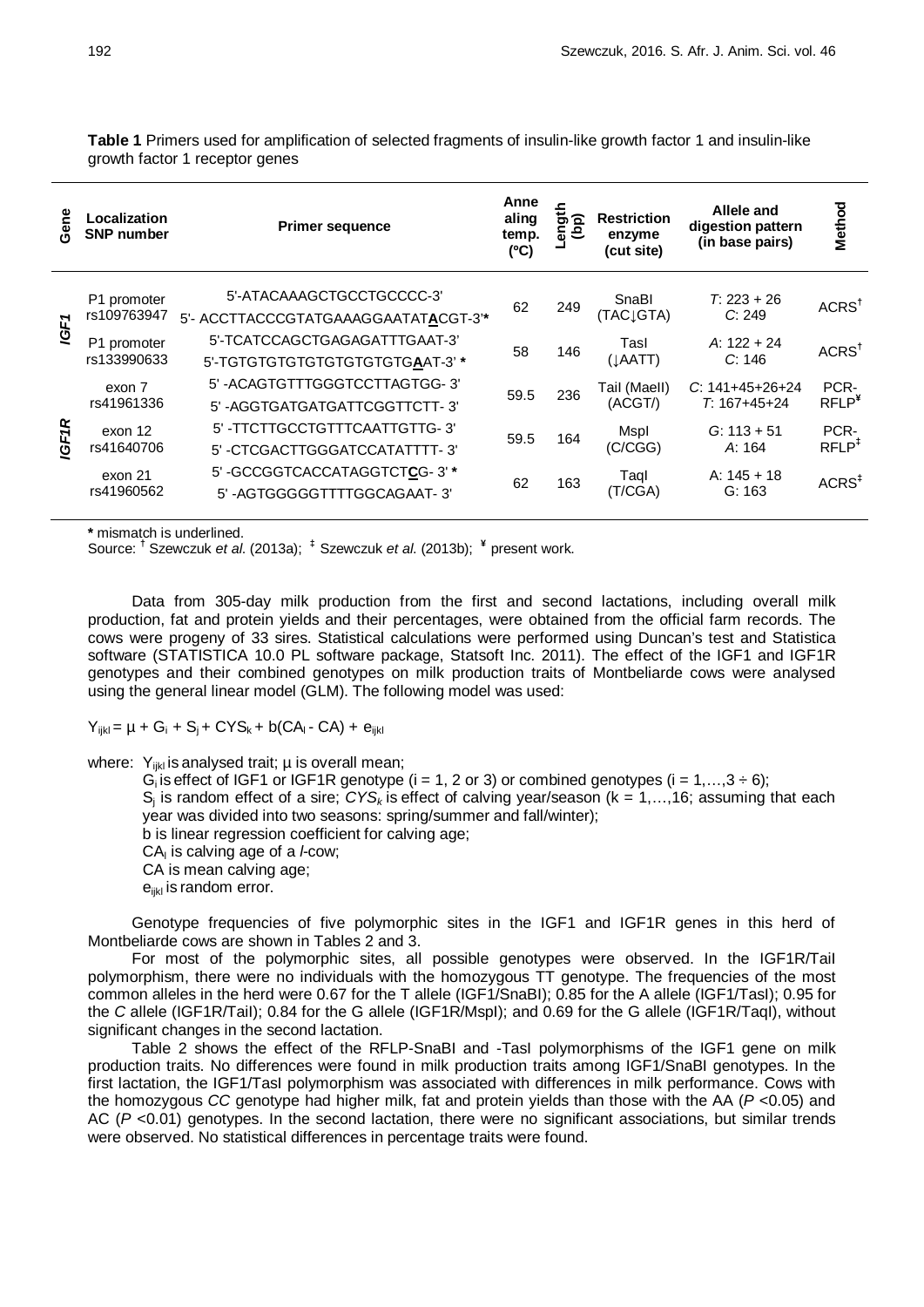**Table 1** Primers used for amplification of selected fragments of insulin-like growth factor 1 and insulin-like growth factor 1 receptor genes

| Gene | Localization SNP number | Primer sequence | Annealing temp. (ºC) | Length (bp) | Restriction enzyme (cut site) | Allele and digestion pattern (in base pairs) | Method |
|---|---|---|---|---|---|---|---|
| *IGF1* | P1 promoter rs109763947 | 5'-ATACAAAGCTGCCTGCCCC-3'<br>5'- ACCTTACCCGTATGAAAGGAATAT**A**CGT-3'* | 62 | 249 | SnaBI (TAC↓GTA) | *T*: 223 + 26<br>*C*: 249 | ACRS[†] |
| | P1 promoter rs133990633 | 5'-TCATCCAGCTGAGAGATTTGAAT-3'<br>5'-TGTGTGTGTGTGTGTGTGTG**A**AT-3' * | 58 | 146 | TasI (↓AATT) | *A*: 122 + 24<br>*C*: 146 | ACRS[†] |
| *IGF1R* | exon 7 rs41961336 | 5' -ACAGTGTTTGGGTCCTTAGTGG- 3'<br>5' -AGGTGATGATGATTCGGTTCTT- 3' | 59.5 | 236 | TaiI (MaeII) (ACGT/) | *C*: 141+45+26+24<br>*T*: 167+45+24 | PCR-RFLP[¥] |
| | exon 12 rs41640706 | 5' -TTCTTGCCTGTTTCAATTGTTG- 3'<br>5' -CTCGACTTGGGATCCATATTTT- 3' | 59.5 | 164 | MspI (C/CGG) | *G*: 113 + 51<br>*A*: 164 | PCR-RFLP[‡] |
| | exon 21 rs41960562 | 5' -GCCGGTCACCATAGGTCT**C**G- 3' *<br>5' -AGTGGGGGTTTTGGCAGAAT- 3' | 62 | 163 | TaqI (T/CGA) | A: 145 + 18<br>G: 163 | ACRS[‡] |

**\*** mismatch is underlined.
Source: [†] Szewczuk *et al.* (2013a); [‡] Szewczuk *et al.* (2013b); [¥] present work.

Data from 305-day milk production from the first and second lactations, including overall milk production, fat and protein yields and their percentages, were obtained from the official farm records. The cows were progeny of 33 sires. Statistical calculations were performed using Duncan's test and Statistica software (STATISTICA 10.0 PL software package, Statsoft Inc. 2011). The effect of the IGF1 and IGF1R genotypes and their combined genotypes on milk production traits of Montbeliarde cows were analysed using the general linear model (GLM). The following model was used:

$$Y_{ijkl} = \mu + G_i + S_j + CYS_k + b(CA_l - CA) + e_{ijkl}$$

where: $Y_{ijkl}$ is analysed trait; μ is overall mean;
$G_i$ is effect of IGF1 or IGF1R genotype (i = 1, 2 or 3) or combined genotypes (i = 1,…,3 ÷ 6);
$S_j$ is random effect of a sire; $CYS_k$ is effect of calving year/season (k = 1,…,16; assuming that each year was divided into two seasons: spring/summer and fall/winter);
b is linear regression coefficient for calving age;
$CA_l$ is calving age of a *l*-cow;
CA is mean calving age;
$e_{ijkl}$ is random error.

Genotype frequencies of five polymorphic sites in the IGF1 and IGF1R genes in this herd of Montbeliarde cows are shown in Tables 2 and 3.

For most of the polymorphic sites, all possible genotypes were observed. In the IGF1R/TaiI polymorphism, there were no individuals with the homozygous TT genotype. The frequencies of the most common alleles in the herd were 0.67 for the T allele (IGF1/SnaBI); 0.85 for the A allele (IGF1/TasI); 0.95 for the *C* allele (IGF1R/TaiI); 0.84 for the G allele (IGF1R/MspI); and 0.69 for the G allele (IGF1R/TaqI), without significant changes in the second lactation.

Table 2 shows the effect of the RFLP-SnaBI and -TasI polymorphisms of the IGF1 gene on milk production traits. No differences were found in milk production traits among IGF1/SnaBI genotypes. In the first lactation, the IGF1/TasI polymorphism was associated with differences in milk performance. Cows with the homozygous *CC* genotype had higher milk, fat and protein yields than those with the AA ($P$ <0.05) and AC ($P$ <0.01) genotypes. In the second lactation, there were no significant associations, but similar trends were observed. No statistical differences in percentage traits were found.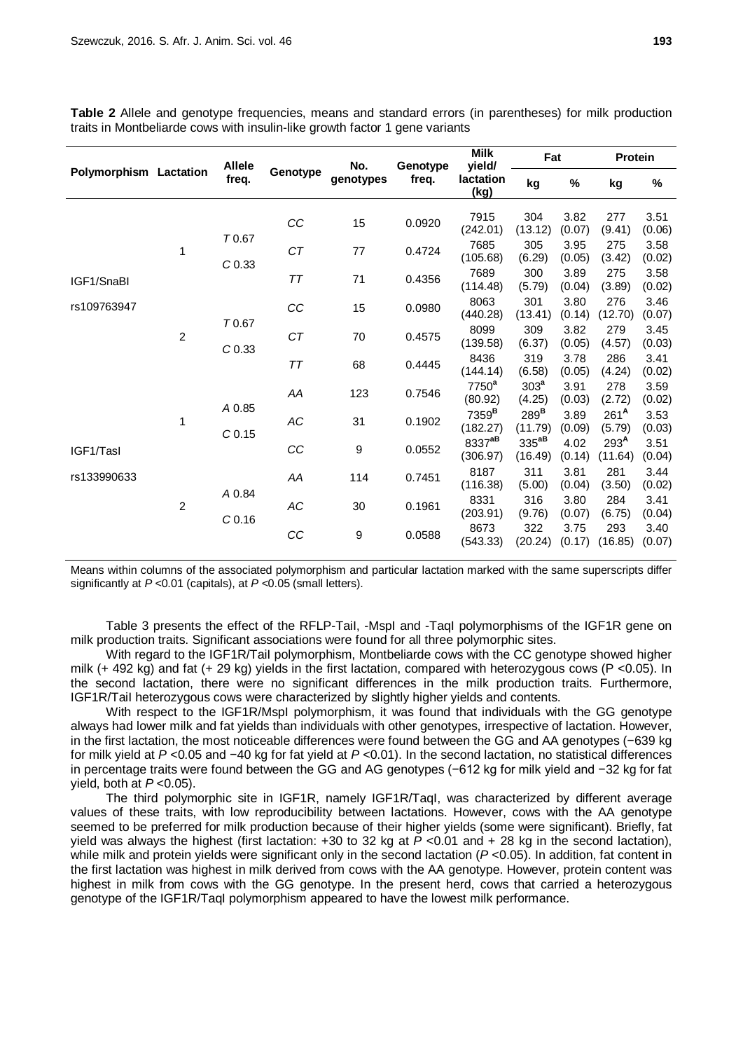**Table 2** Allele and genotype frequencies, means and standard errors (in parentheses) for milk production traits in Montbeliarde cows with insulin-like growth factor 1 gene variants

| Polymorphism | Lactation | Allele freq. | Genotype | No. genotypes | Genotype freq. | Milk yield/ lactation (kg) | Fat | | Protein | |
|---|---|---|---|---|---|---|---|---|---|---|
| | | | | | | | kg | % | kg | % |
| IGF1/SnaBI rs109763947 | 1 | *T* 0.67 *C* 0.33 | *CC* | 15 | 0.0920 | 7915 (242.01) | 304 (13.12) | 3.82 (0.07) | 277 (9.41) | 3.51 (0.06) |
| | | | *CT* | 77 | 0.4724 | 7685 (105.68) | 305 (6.29) | 3.95 (0.05) | 275 (3.42) | 3.58 (0.02) |
| | | | *TT* | 71 | 0.4356 | 7689 (114.48) | 300 (5.79) | 3.89 (0.04) | 275 (3.89) | 3.58 (0.02) |
| | 2 | *T* 0.67 *C* 0.33 | *CC* | 15 | 0.0980 | 8063 (440.28) | 301 (13.41) | 3.80 (0.14) | 276 (12.70) | 3.46 (0.07) |
| | | | *CT* | 70 | 0.4575 | 8099 (139.58) | 309 (6.37) | 3.82 (0.05) | 279 (4.57) | 3.45 (0.03) |
| | | | *TT* | 68 | 0.4445 | 8436 (144.14) | 319 (6.58) | 3.78 (0.05) | 286 (4.24) | 3.41 (0.02) |
| IGF1/TasI rs133990633 | 1 | *A* 0.85 *C* 0.15 | *AA* | 123 | 0.7546 | 7750[a] (80.92) | 303[a] (4.25) | 3.91 (0.03) | 278 (2.72) | 3.59 (0.02) |
| | | | *AC* | 31 | 0.1902 | 7359[B] (182.27) | 289[B] (11.79) | 3.89 (0.09) | 261[A] (5.79) | 3.53 (0.03) |
| | | | *CC* | 9 | 0.0552 | 8337[aB] (306.97) | 335[aB] (16.49) | 4.02 (0.14) | 293[A] (11.64) | 3.51 (0.04) |
| | 2 | *A* 0.84 *C* 0.16 | *AA* | 114 | 0.7451 | 8187 (116.38) | 311 (5.00) | 3.81 (0.04) | 281 (3.50) | 3.44 (0.02) |
| | | | *AC* | 30 | 0.1961 | 8331 (203.91) | 316 (9.76) | 3.80 (0.07) | 284 (6.75) | 3.41 (0.04) |
| | | | *CC* | 9 | 0.0588 | 8673 (543.33) | 322 (20.24) | 3.75 (0.17) | 293 (16.85) | 3.40 (0.07) |

Means within columns of the associated polymorphism and particular lactation marked with the same superscripts differ significantly at $P$ <0.01 (capitals), at $P$ <0.05 (small letters).

Table 3 presents the effect of the RFLP-TaiI, -MspI and -TaqI polymorphisms of the IGF1R gene on milk production traits. Significant associations were found for all three polymorphic sites.

With regard to the IGF1R/TaiI polymorphism, Montbeliarde cows with the CC genotype showed higher milk (+ 492 kg) and fat (+ 29 kg) yields in the first lactation, compared with heterozygous cows (P <0.05). In the second lactation, there were no significant differences in the milk production traits. Furthermore, IGF1R/TaiI heterozygous cows were characterized by slightly higher yields and contents.

With respect to the IGF1R/MspI polymorphism, it was found that individuals with the GG genotype always had lower milk and fat yields than individuals with other genotypes, irrespective of lactation. However, in the first lactation, the most noticeable differences were found between the GG and AA genotypes (−639 kg for milk yield at $P$ <0.05 and −40 kg for fat yield at $P$ <0.01). In the second lactation, no statistical differences in percentage traits were found between the GG and AG genotypes (−612 kg for milk yield and −32 kg for fat yield, both at $P$ <0.05).

The third polymorphic site in IGF1R, namely IGF1R/TaqI, was characterized by different average values of these traits, with low reproducibility between lactations. However, cows with the AA genotype seemed to be preferred for milk production because of their higher yields (some were significant). Briefly, fat yield was always the highest (first lactation: +30 to 32 kg at $P$ <0.01 and + 28 kg in the second lactation), while milk and protein yields were significant only in the second lactation ($P$ <0.05). In addition, fat content in the first lactation was highest in milk derived from cows with the AA genotype. However, protein content was highest in milk from cows with the GG genotype. In the present herd, cows that carried a heterozygous genotype of the IGF1R/TaqI polymorphism appeared to have the lowest milk performance.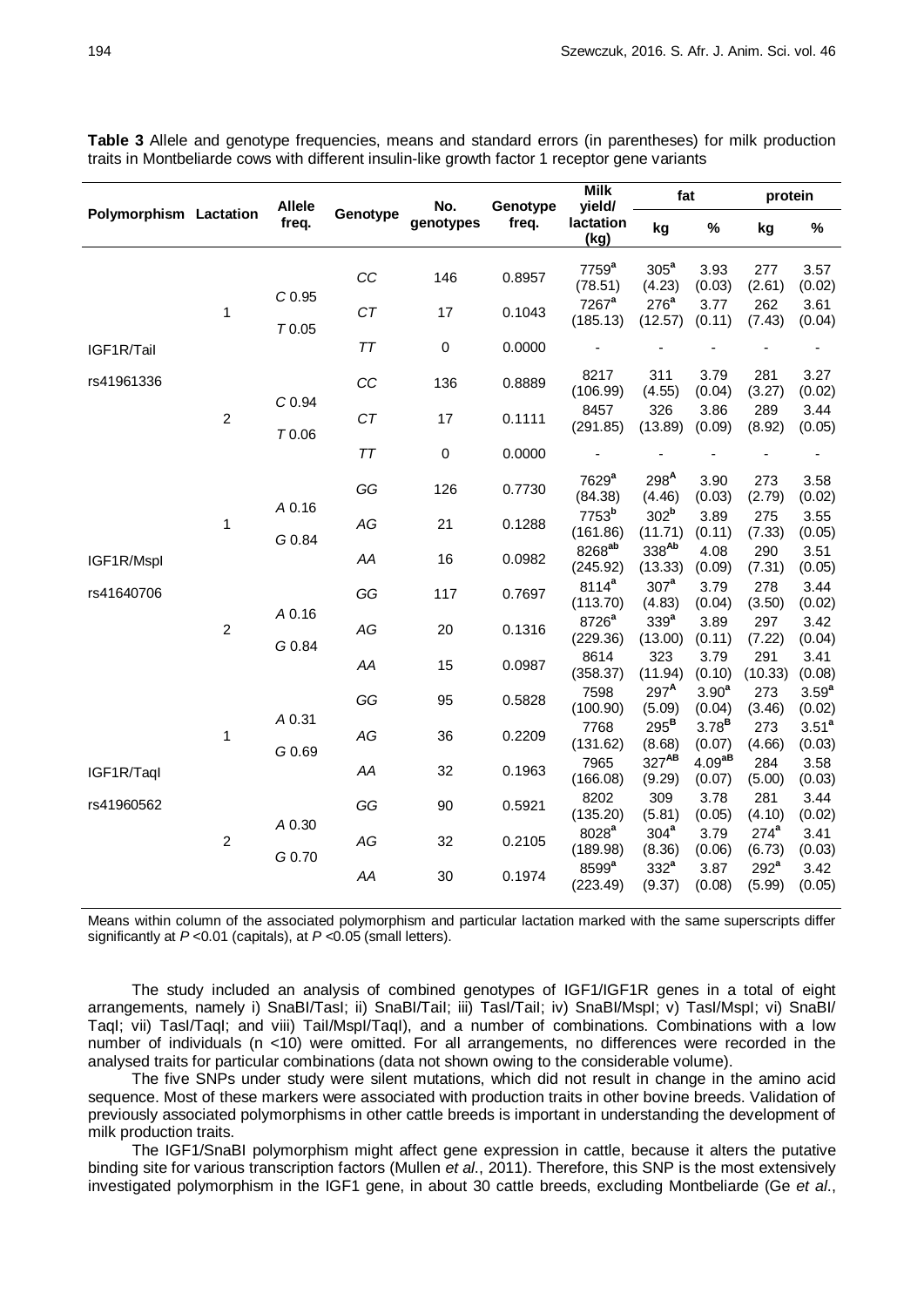**Table 3** Allele and genotype frequencies, means and standard errors (in parentheses) for milk production traits in Montbeliarde cows with different insulin-like growth factor 1 receptor gene variants

| Polymorphism | Lactation | Allele freq. | Genotype | No. genotypes | Genotype freq. | Milk yield/ lactation (kg) | fat | | protein | |
|---|---|---|---|---|---|---|---|---|---|---|
| | | | | | | | kg | % | kg | % |
| IGF1R/TaiI rs41961336 | 1 | *C* 0.95 *T* 0.05 | *CC* | 146 | 0.8957 | 7759$^{a}$ (78.51) | 305$^{a}$ (4.23) | 3.93 (0.03) | 277 (2.61) | 3.57 (0.02) |
| | | | *CT* | 17 | 0.1043 | 7267$^{a}$ (185.13) | 276$^{a}$ (12.57) | 3.77 (0.11) | 262 (7.43) | 3.61 (0.04) |
| | | | *TT* | 0 | 0.0000 | - | - | - | - | - |
| | 2 | *C* 0.94 *T* 0.06 | *CC* | 136 | 0.8889 | 8217 (106.99) | 311 (4.55) | 3.79 (0.04) | 281 (3.27) | 3.27 (0.02) |
| | | | *CT* | 17 | 0.1111 | 8457 (291.85) | 326 (13.89) | 3.86 (0.09) | 289 (8.92) | 3.44 (0.05) |
| | | | *TT* | 0 | 0.0000 | - | - | - | - | - |
| IGF1R/MspI rs41640706 | 1 | *A* 0.16 *G* 0.84 | *GG* | 126 | 0.7730 | 7629$^{a}$ (84.38) | 298$^{A}$ (4.46) | 3.90 (0.03) | 273 (2.79) | 3.58 (0.02) |
| | | | *AG* | 21 | 0.1288 | 7753$^{b}$ (161.86) | 302$^{b}$ (11.71) | 3.89 (0.11) | 275 (7.33) | 3.55 (0.05) |
| | | | *AA* | 16 | 0.0982 | 8268$^{ab}$ (245.92) | 338$^{Ab}$ (13.33) | 4.08 (0.09) | 290 (7.31) | 3.51 (0.05) |
| | 2 | *A* 0.16 *G* 0.84 | *GG* | 117 | 0.7697 | 8114$^{a}$ (113.70) | 307$^{a}$ (4.83) | 3.79 (0.04) | 278 (3.50) | 3.44 (0.02) |
| | | | *AG* | 20 | 0.1316 | 8726$^{a}$ (229.36) | 339$^{a}$ (13.00) | 3.89 (0.11) | 297 (7.22) | 3.42 (0.04) |
| | | | *AA* | 15 | 0.0987 | 8614 (358.37) | 323 (11.94) | 3.79 (0.10) | 291 (10.33) | 3.41 (0.08) |
| IGF1R/TaqI rs41960562 | 1 | *A* 0.31 *G* 0.69 | *GG* | 95 | 0.5828 | 7598 (100.90) | 297$^{A}$ (5.09) | 3.90$^{a}$ (0.04) | 273 (3.46) | 3.59$^{a}$ (0.02) |
| | | | *AG* | 36 | 0.2209 | 7768 (131.62) | 295$^{B}$ (8.68) | 3.78$^{B}$ (0.07) | 273 (4.66) | 3.51$^{a}$ (0.03) |
| | | | *AA* | 32 | 0.1963 | 7965 (166.08) | 327$^{AB}$ (9.29) | 4.09$^{aB}$ (0.07) | 284 (5.00) | 3.58 (0.03) |
| | 2 | *A* 0.30 *G* 0.70 | *GG* | 90 | 0.5921 | 8202 (135.20) | 309 (5.81) | 3.78 (0.05) | 281 (4.10) | 3.44 (0.02) |
| | | | *AG* | 32 | 0.2105 | 8028$^{a}$ (189.98) | 304$^{a}$ (8.36) | 3.79 (0.06) | 274$^{a}$ (6.73) | 3.41 (0.03) |
| | | | *AA* | 30 | 0.1974 | 8599$^{a}$ (223.49) | 332$^{a}$ (9.37) | 3.87 (0.08) | 292$^{a}$ (5.99) | 3.42 (0.05) |

Means within column of the associated polymorphism and particular lactation marked with the same superscripts differ significantly at $P$ <0.01 (capitals), at $P$ <0.05 (small letters).

The study included an analysis of combined genotypes of IGF1/IGF1R genes in a total of eight arrangements, namely i) SnaBI/TasI; ii) SnaBI/TaiI; iii) TasI/TaiI; iv) SnaBI/MspI; v) TasI/MspI; vi) SnaBI/TaqI; vii) TasI/TaqI; and viii) TaiI/MspI/TaqI), and a number of combinations. Combinations with a low number of individuals (n <10) were omitted. For all arrangements, no differences were recorded in the analysed traits for particular combinations (data not shown owing to the considerable volume).

The five SNPs under study were silent mutations, which did not result in change in the amino acid sequence. Most of these markers were associated with production traits in other bovine breeds. Validation of previously associated polymorphisms in other cattle breeds is important in understanding the development of milk production traits.

The IGF1/SnaBI polymorphism might affect gene expression in cattle, because it alters the putative binding site for various transcription factors (Mullen *et al*., 2011). Therefore, this SNP is the most extensively investigated polymorphism in the IGF1 gene, in about 30 cattle breeds, excluding Montbeliarde (Ge *et al*.,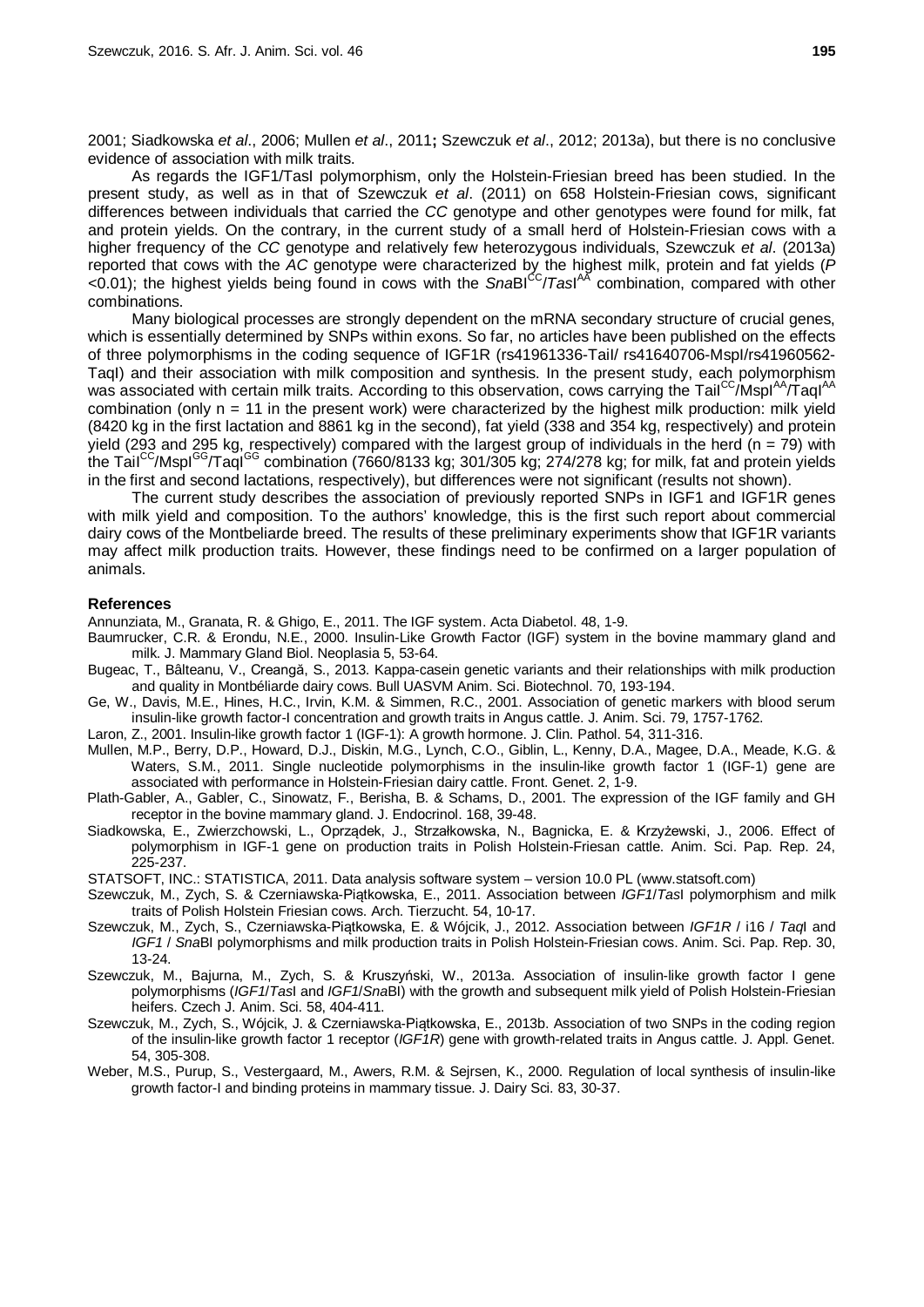2001; Siadkowska *et al*., 2006; Mullen *et al*., 2011**;** Szewczuk *et al*., 2012; 2013a), but there is no conclusive evidence of association with milk traits.

As regards the IGF1/TasI polymorphism, only the Holstein-Friesian breed has been studied. In the present study, as well as in that of Szewczuk *et al*. (2011) on 658 Holstein-Friesian cows, significant differences between individuals that carried the *CC* genotype and other genotypes were found for milk, fat and protein yields. On the contrary, in the current study of a small herd of Holstein-Friesian cows with a higher frequency of the *CC* genotype and relatively few heterozygous individuals, Szewczuk *et al*. (2013a) reported that cows with the *AC* genotype were characterized by the highest milk, protein and fat yields ($P < 0.01$); the highest yields being found in cows with the *Sna*BI$^{CC}$/*Tas*I$^{AA}$ combination, compared with other combinations.

Many biological processes are strongly dependent on the mRNA secondary structure of crucial genes, which is essentially determined by SNPs within exons. So far, no articles have been published on the effects of three polymorphisms in the coding sequence of IGF1R (rs41961336-TaiI/ rs41640706-MspI/rs41960562-TaqI) and their association with milk composition and synthesis. In the present study, each polymorphism was associated with certain milk traits. According to this observation, cows carrying the TaiI$^{CC}$/MspI$^{AA}$/TaqI$^{AA}$ combination (only n = 11 in the present work) were characterized by the highest milk production: milk yield (8420 kg in the first lactation and 8861 kg in the second), fat yield (338 and 354 kg, respectively) and protein yield (293 and 295 kg, respectively) compared with the largest group of individuals in the herd (n = 79) with the TaiI$^{CC}$/MspI$^{GG}$/TaqI$^{GG}$ combination (7660/8133 kg; 301/305 kg; 274/278 kg; for milk, fat and protein yields in the first and second lactations, respectively), but differences were not significant (results not shown).

The current study describes the association of previously reported SNPs in IGF1 and IGF1R genes with milk yield and composition. To the authors' knowledge, this is the first such report about commercial dairy cows of the Montbeliarde breed. The results of these preliminary experiments show that IGF1R variants may affect milk production traits. However, these findings need to be confirmed on a larger population of animals.

## References

Annunziata, M., Granata, R. & Ghigo, E., 2011. The IGF system. Acta Diabetol. 48, 1-9.

Baumrucker, C.R. & Erondu, N.E., 2000. Insulin-Like Growth Factor (IGF) system in the bovine mammary gland and milk. J. Mammary Gland Biol. Neoplasia 5, 53-64.

Bugeac, T., Bâlteanu, V., Creangă, S., 2013. Kappa-casein genetic variants and their relationships with milk production and quality in Montbéliarde dairy cows. Bull UASVM Anim. Sci. Biotechnol. 70, 193-194.

Ge, W., Davis, M.E., Hines, H.C., Irvin, K.M. & Simmen, R.C., 2001. Association of genetic markers with blood serum insulin-like growth factor-I concentration and growth traits in Angus cattle. J. Anim. Sci. 79, 1757-1762.

Laron, Z., 2001. Insulin-like growth factor 1 (IGF-1): A growth hormone. J. Clin. Pathol. 54, 311-316.

Mullen, M.P., Berry, D.P., Howard, D.J., Diskin, M.G., Lynch, C.O., Giblin, L., Kenny, D.A., Magee, D.A., Meade, K.G. & Waters, S.M., 2011. Single nucleotide polymorphisms in the insulin-like growth factor 1 (IGF-1) gene are associated with performance in Holstein-Friesian dairy cattle. Front. Genet. 2, 1-9.

Plath-Gabler, A., Gabler, C., Sinowatz, F., Berisha, B. & Schams, D., 2001. The expression of the IGF family and GH receptor in the bovine mammary gland. J. Endocrinol. 168, 39-48.

Siadkowska, E., Zwierzchowski, L., Oprządek, J., Strzałkowska, N., Bagnicka, E. & Krzyżewski, J., 2006. Effect of polymorphism in IGF-1 gene on production traits in Polish Holstein-Friesan cattle. Anim. Sci. Pap. Rep. 24, 225-237.

STATSOFT, INC.: STATISTICA, 2011. Data analysis software system – version 10.0 PL (www.statsoft.com)

Szewczuk, M., Zych, S. & Czerniawska-Piątkowska, E., 2011. Association between *IGF1*/*Tas*I polymorphism and milk traits of Polish Holstein Friesian cows. Arch. Tierzucht. 54, 10-17.

Szewczuk, M., Zych, S., Czerniawska-Piątkowska, E. & Wójcik, J., 2012. Association between *IGF1R* / i16 / *Taq*I and *IGF1* / *Sna*BI polymorphisms and milk production traits in Polish Holstein-Friesian cows. Anim. Sci. Pap. Rep. 30, 13-24.

Szewczuk, M., Bajurna, M., Zych, S. & Kruszyński, W., 2013a. Association of insulin-like growth factor I gene polymorphisms (*IGF1*/*Tas*I and *IGF1*/*Sna*BI) with the growth and subsequent milk yield of Polish Holstein-Friesian heifers. Czech J. Anim. Sci. 58, 404-411.

Szewczuk, M., Zych, S., Wójcik, J. & Czerniawska-Piątkowska, E., 2013b. Association of two SNPs in the coding region of the insulin-like growth factor 1 receptor (*IGF1R*) gene with growth-related traits in Angus cattle. J. Appl. Genet. 54, 305-308.

Weber, M.S., Purup, S., Vestergaard, M., Awers, R.M. & Sejrsen, K., 2000. Regulation of local synthesis of insulin-like growth factor-I and binding proteins in mammary tissue. J. Dairy Sci. 83, 30-37.